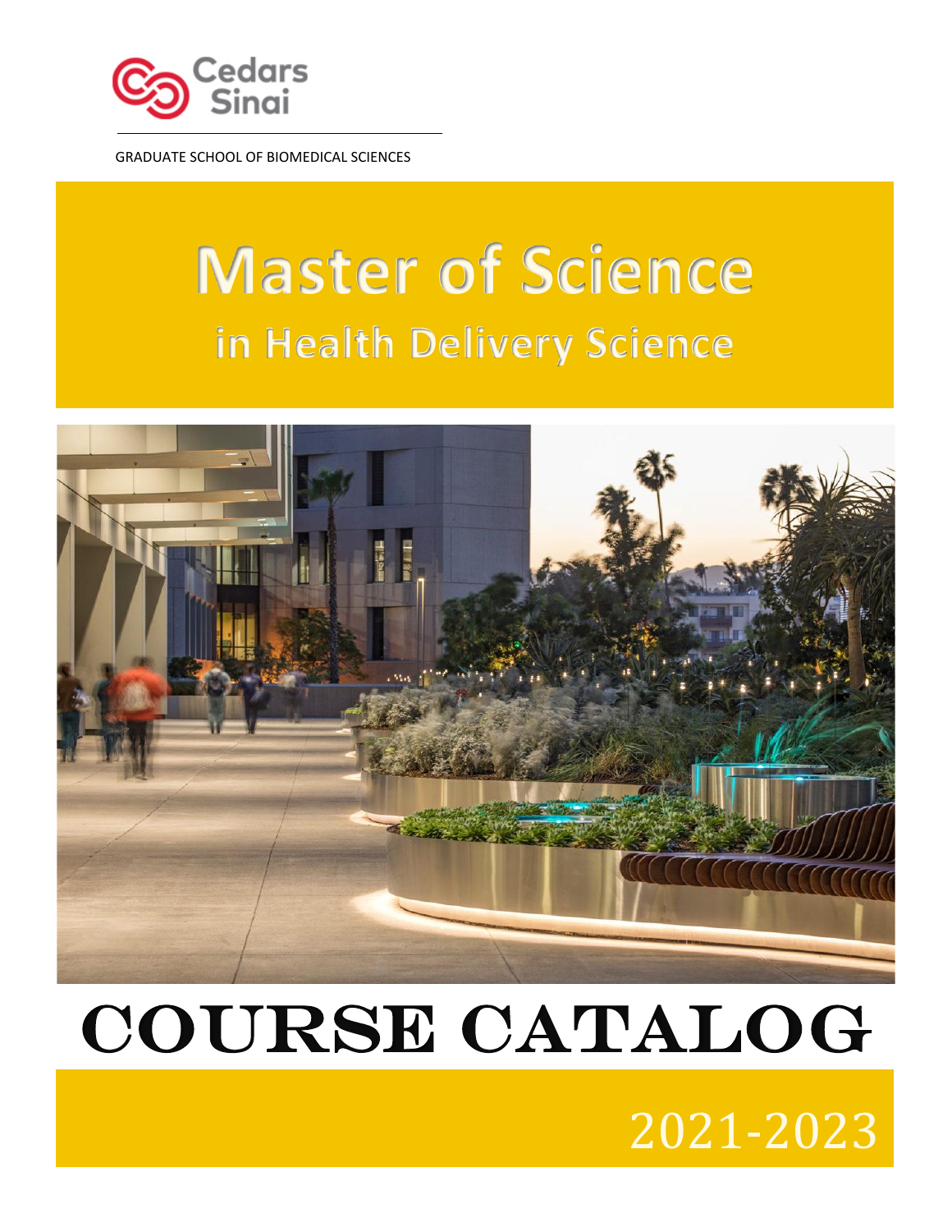Cedars Sinai

GRADUATE SCHOOL OF BIOMEDICAL SCIENCES

# Master of Science

## in Health Delivery Science

# COURSE CATALOG

2021-2023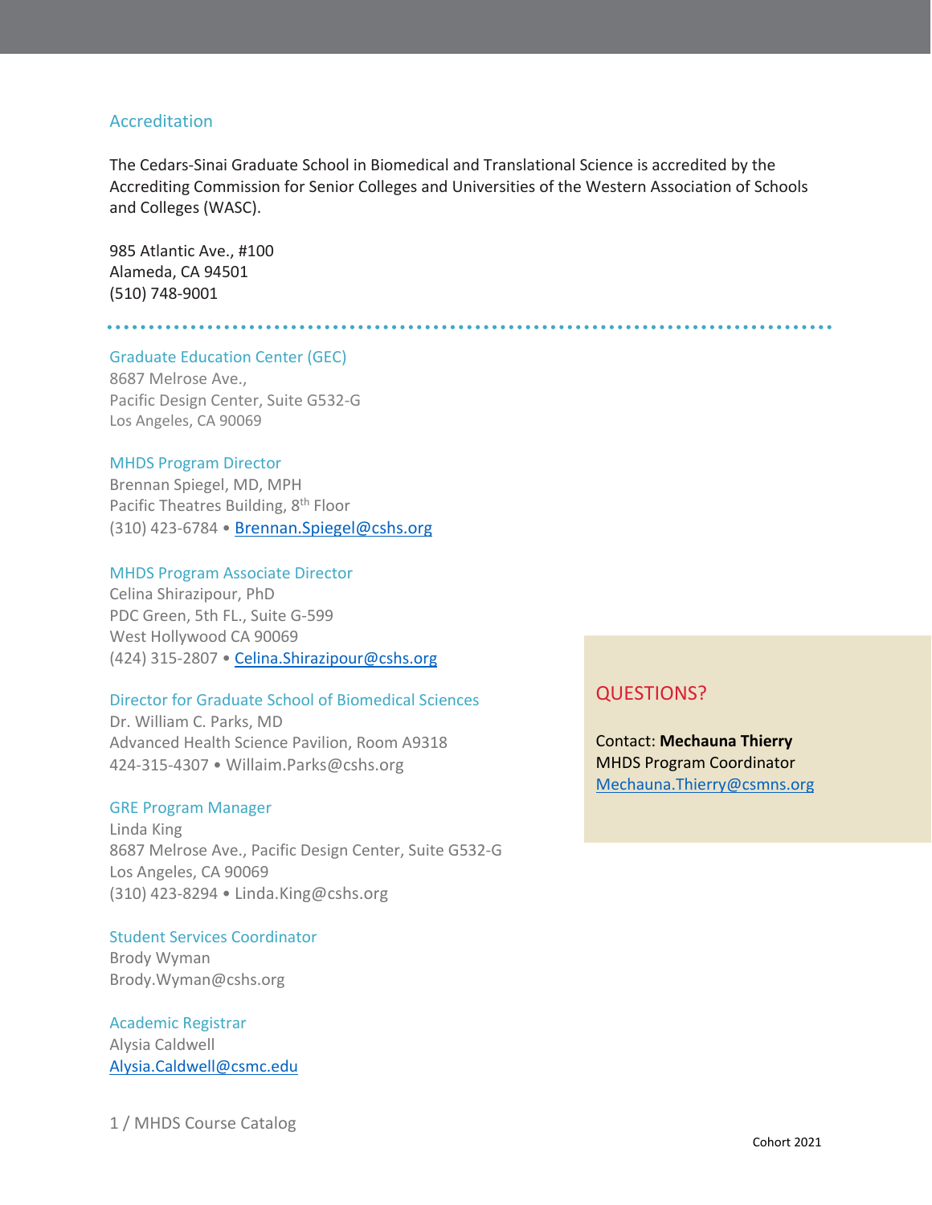## Accreditation

The Cedars-Sinai Graduate School in Biomedical and Translational Science is accredited by the Accrediting Commission for Senior Colleges and Universities of the Western Association of Schools and Colleges (WASC).

985 Atlantic Ave., #100
Alameda, CA 94501
(510) 748-9001

---

### Graduate Education Center (GEC)

8687 Melrose Ave.,
Pacific Design Center, Suite G532-G
Los Angeles, CA 90069

### MHDS Program Director

Brennan Spiegel, MD, MPH
Pacific Theatres Building, 8th Floor
(310) 423-6784 • Brennan.Spiegel@cshs.org

### MHDS Program Associate Director

Celina Shirazipour, PhD
PDC Green, 5th FL., Suite G-599
West Hollywood CA 90069
(424) 315-2807 • Celina.Shirazipour@cshs.org

### Director for Graduate School of Biomedical Sciences

Dr. William C. Parks, MD
Advanced Health Science Pavilion, Room A9318
424-315-4307 • Willaim.Parks@cshs.org

### GRE Program Manager

Linda King
8687 Melrose Ave., Pacific Design Center, Suite G532-G
Los Angeles, CA 90069
(310) 423-8294 • Linda.King@cshs.org

### Student Services Coordinator

Brody Wyman
Brody.Wyman@cshs.org

### Academic Registrar

Alysia Caldwell
Alysia.Caldwell@csmc.edu

### QUESTIONS?

Contact: **Mechauna Thierry**
MHDS Program Coordinator
Mechauna.Thierry@csmns.org

1 / MHDS Course Catalog

Cohort 2021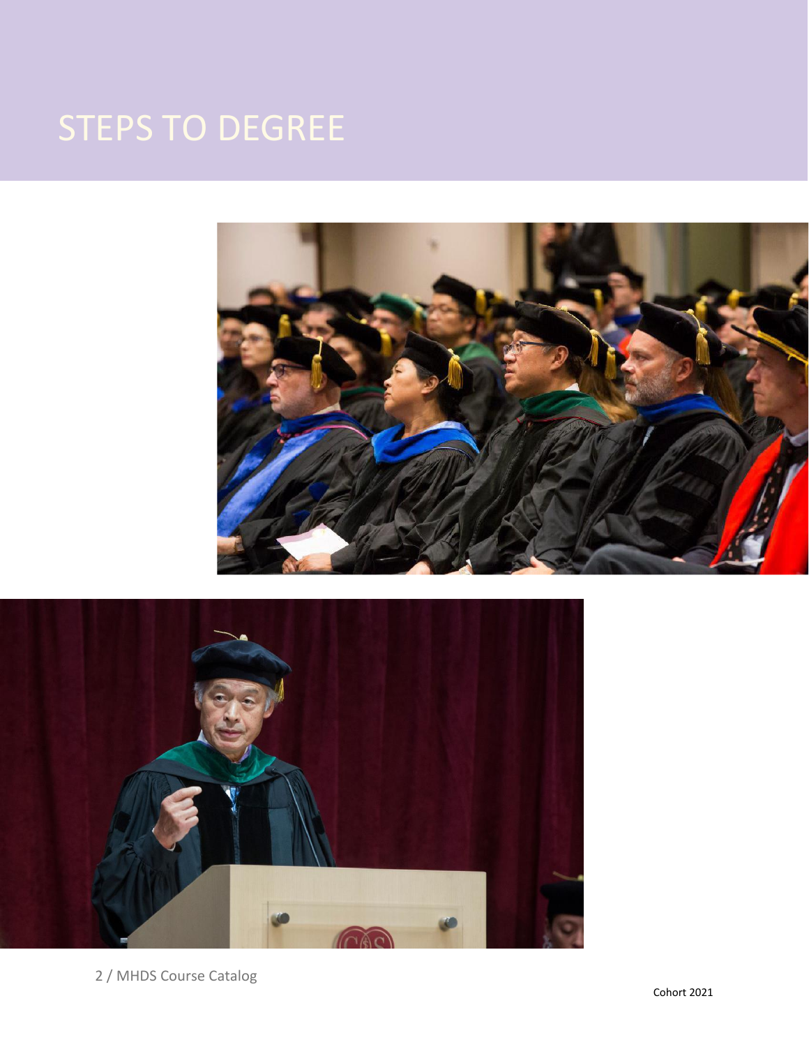# STEPS TO DEGREE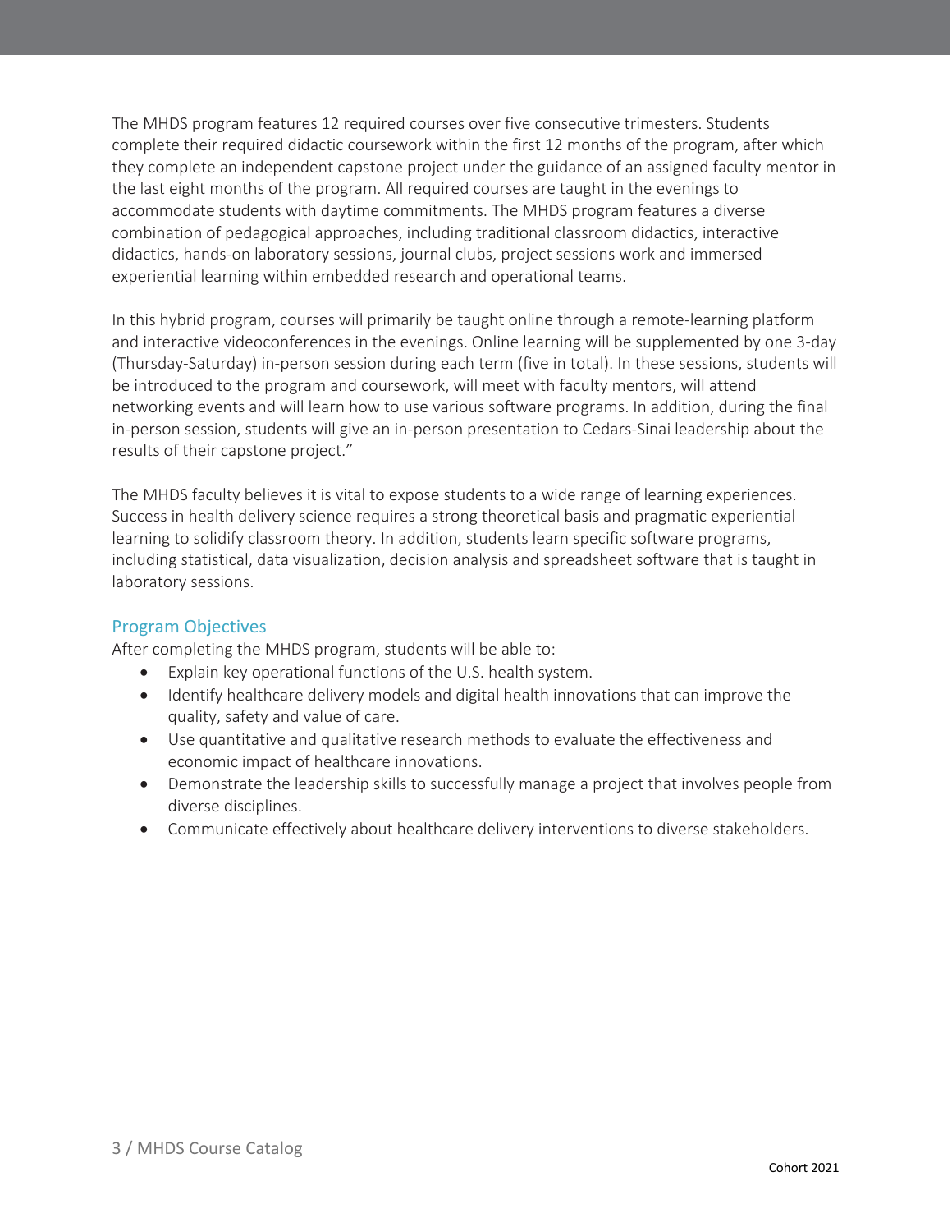The MHDS program features 12 required courses over five consecutive trimesters. Students complete their required didactic coursework within the first 12 months of the program, after which they complete an independent capstone project under the guidance of an assigned faculty mentor in the last eight months of the program. All required courses are taught in the evenings to accommodate students with daytime commitments. The MHDS program features a diverse combination of pedagogical approaches, including traditional classroom didactics, interactive didactics, hands-on laboratory sessions, journal clubs, project sessions work and immersed experiential learning within embedded research and operational teams.

In this hybrid program, courses will primarily be taught online through a remote-learning platform and interactive videoconferences in the evenings. Online learning will be supplemented by one 3-day (Thursday-Saturday) in-person session during each term (five in total). In these sessions, students will be introduced to the program and coursework, will meet with faculty mentors, will attend networking events and will learn how to use various software programs. In addition, during the final in-person session, students will give an in-person presentation to Cedars-Sinai leadership about the results of their capstone project."

The MHDS faculty believes it is vital to expose students to a wide range of learning experiences. Success in health delivery science requires a strong theoretical basis and pragmatic experiential learning to solidify classroom theory. In addition, students learn specific software programs, including statistical, data visualization, decision analysis and spreadsheet software that is taught in laboratory sessions.

## Program Objectives

After completing the MHDS program, students will be able to:

- Explain key operational functions of the U.S. health system.
- Identify healthcare delivery models and digital health innovations that can improve the quality, safety and value of care.
- Use quantitative and qualitative research methods to evaluate the effectiveness and economic impact of healthcare innovations.
- Demonstrate the leadership skills to successfully manage a project that involves people from diverse disciplines.
- Communicate effectively about healthcare delivery interventions to diverse stakeholders.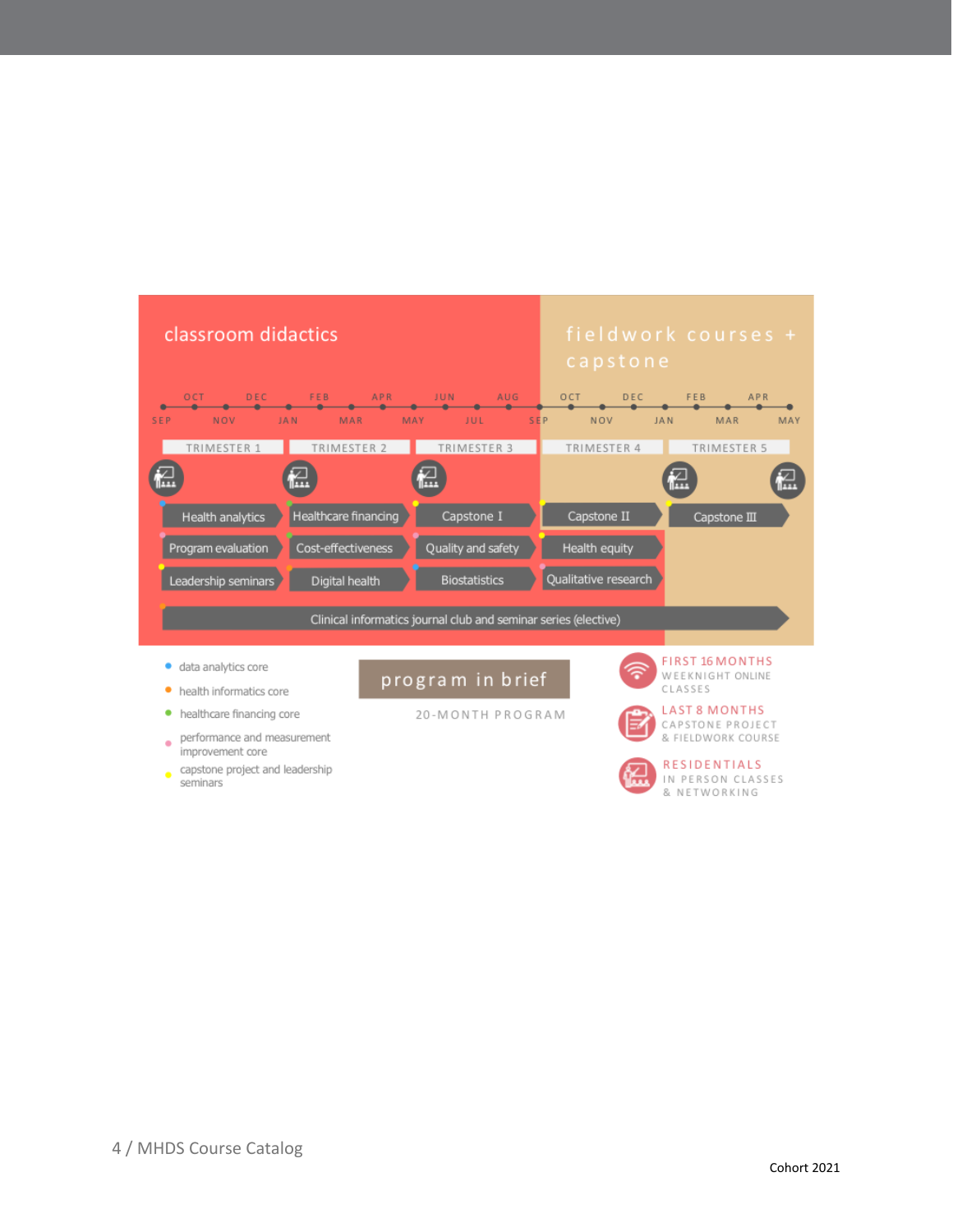## classroom didactics

## fieldwork courses + capstone

| TRIMESTER 1 | TRIMESTER 2 | TRIMESTER 3 | TRIMESTER 4 | TRIMESTER 5 |
|---|---|---|---|---|
| Health analytics | Healthcare financing | Capstone I | Capstone II | Capstone III |
| Program evaluation | Cost-effectiveness | Quality and safety | Health equity | |
| Leadership seminars | Digital health | Biostatistics | Qualitative research | |

Clinical informatics journal club and seminar series (elective)

- data analytics core
- health informatics core
- healthcare financing core
- performance and measurement improvement core
- capstone project and leadership seminars

## program in brief

20-MONTH PROGRAM

**FIRST 16 MONTHS** WEEKNIGHT ONLINE CLASSES

**LAST 8 MONTHS** CAPSTONE PROJECT & FIELDWORK COURSE

**RESIDENTIALS** IN PERSON CLASSES & NETWORKING

Cohort 2021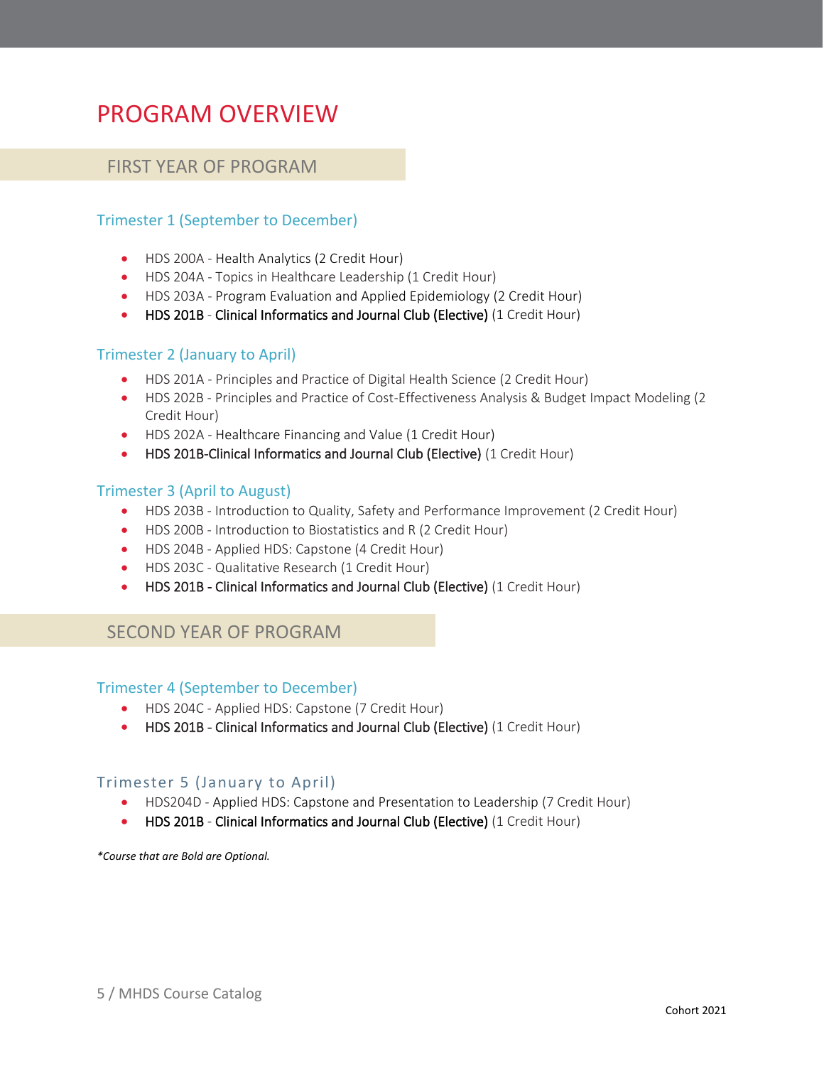# PROGRAM OVERVIEW

## FIRST YEAR OF PROGRAM

### Trimester 1 (September to December)

- HDS 200A - Health Analytics (2 Credit Hour)
- HDS 204A - Topics in Healthcare Leadership (1 Credit Hour)
- HDS 203A - Program Evaluation and Applied Epidemiology (2 Credit Hour)
- **HDS 201B - Clinical Informatics and Journal Club (Elective)** (1 Credit Hour)

### Trimester 2 (January to April)

- HDS 201A - Principles and Practice of Digital Health Science (2 Credit Hour)
- HDS 202B - Principles and Practice of Cost-Effectiveness Analysis & Budget Impact Modeling (2 Credit Hour)
- HDS 202A - Healthcare Financing and Value (1 Credit Hour)
- **HDS 201B-Clinical Informatics and Journal Club (Elective)** (1 Credit Hour)

### Trimester 3 (April to August)

- HDS 203B - Introduction to Quality, Safety and Performance Improvement (2 Credit Hour)
- HDS 200B - Introduction to Biostatistics and R (2 Credit Hour)
- HDS 204B - Applied HDS: Capstone (4 Credit Hour)
- HDS 203C - Qualitative Research (1 Credit Hour)
- **HDS 201B - Clinical Informatics and Journal Club (Elective)** (1 Credit Hour)

## SECOND YEAR OF PROGRAM

### Trimester 4 (September to December)

- HDS 204C - Applied HDS: Capstone (7 Credit Hour)
- **HDS 201B - Clinical Informatics and Journal Club (Elective)** (1 Credit Hour)

### Trimester 5 (January to April)

- HDS204D - Applied HDS: Capstone and Presentation to Leadership (7 Credit Hour)
- **HDS 201B - Clinical Informatics and Journal Club (Elective)** (1 Credit Hour)

*\*Course that are Bold are Optional.*

Cohort 2021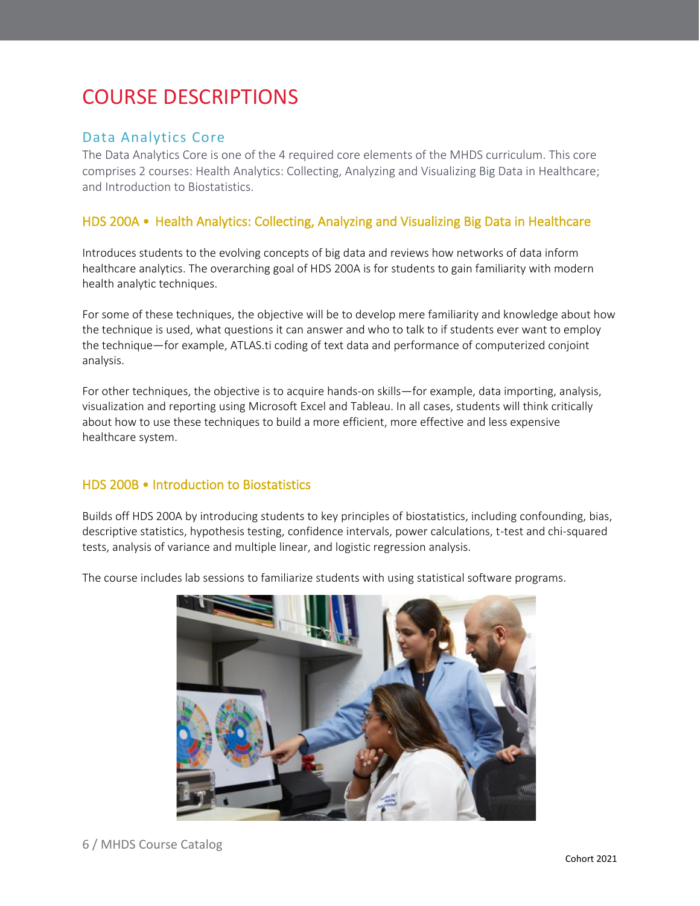# COURSE DESCRIPTIONS

## Data Analytics Core

The Data Analytics Core is one of the 4 required core elements of the MHDS curriculum. This core comprises 2 courses: Health Analytics: Collecting, Analyzing and Visualizing Big Data in Healthcare; and Introduction to Biostatistics.

### HDS 200A • Health Analytics: Collecting, Analyzing and Visualizing Big Data in Healthcare

Introduces students to the evolving concepts of big data and reviews how networks of data inform healthcare analytics. The overarching goal of HDS 200A is for students to gain familiarity with modern health analytic techniques.

For some of these techniques, the objective will be to develop mere familiarity and knowledge about how the technique is used, what questions it can answer and who to talk to if students ever want to employ the technique—for example, ATLAS.ti coding of text data and performance of computerized conjoint analysis.

For other techniques, the objective is to acquire hands-on skills—for example, data importing, analysis, visualization and reporting using Microsoft Excel and Tableau. In all cases, students will think critically about how to use these techniques to build a more efficient, more effective and less expensive healthcare system.

### HDS 200B • Introduction to Biostatistics

Builds off HDS 200A by introducing students to key principles of biostatistics, including confounding, bias, descriptive statistics, hypothesis testing, confidence intervals, power calculations, t-test and chi-squared tests, analysis of variance and multiple linear, and logistic regression analysis.

The course includes lab sessions to familiarize students with using statistical software programs.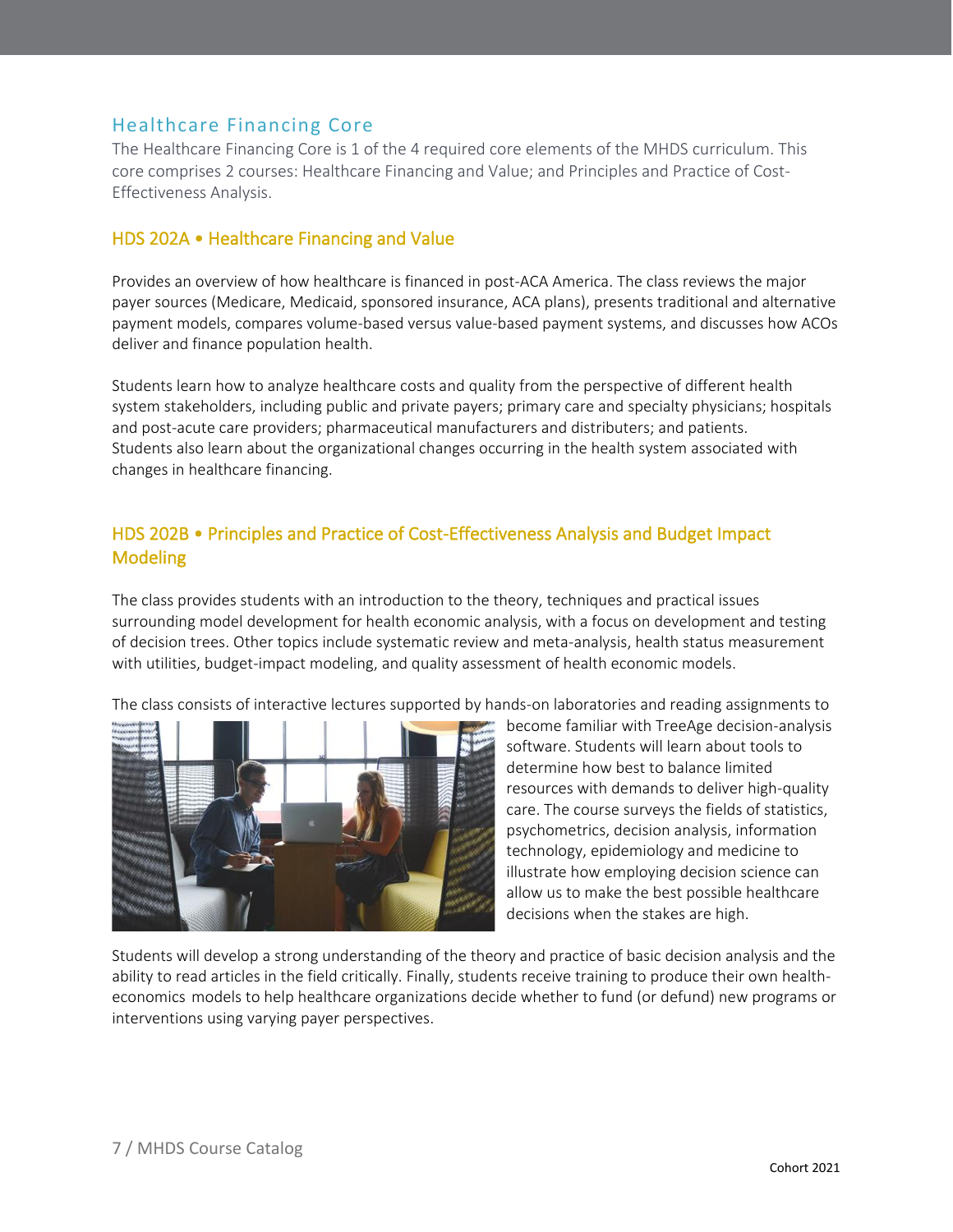## Healthcare Financing Core

The Healthcare Financing Core is 1 of the 4 required core elements of the MHDS curriculum. This core comprises 2 courses: Healthcare Financing and Value; and Principles and Practice of Cost-Effectiveness Analysis.

### HDS 202A • Healthcare Financing and Value

Provides an overview of how healthcare is financed in post-ACA America. The class reviews the major payer sources (Medicare, Medicaid, sponsored insurance, ACA plans), presents traditional and alternative payment models, compares volume-based versus value-based payment systems, and discusses how ACOs deliver and finance population health.

Students learn how to analyze healthcare costs and quality from the perspective of different health system stakeholders, including public and private payers; primary care and specialty physicians; hospitals and post-acute care providers; pharmaceutical manufacturers and distributers; and patients. Students also learn about the organizational changes occurring in the health system associated with changes in healthcare financing.

### HDS 202B • Principles and Practice of Cost-Effectiveness Analysis and Budget Impact Modeling

The class provides students with an introduction to the theory, techniques and practical issues surrounding model development for health economic analysis, with a focus on development and testing of decision trees. Other topics include systematic review and meta-analysis, health status measurement with utilities, budget-impact modeling, and quality assessment of health economic models.

The class consists of interactive lectures supported by hands-on laboratories and reading assignments to become familiar with TreeAge decision-analysis software. Students will learn about tools to determine how best to balance limited resources with demands to deliver high-quality care. The course surveys the fields of statistics, psychometrics, decision analysis, information technology, epidemiology and medicine to illustrate how employing decision science can allow us to make the best possible healthcare decisions when the stakes are high.

Students will develop a strong understanding of the theory and practice of basic decision analysis and the ability to read articles in the field critically. Finally, students receive training to produce their own health-economics models to help healthcare organizations decide whether to fund (or defund) new programs or interventions using varying payer perspectives.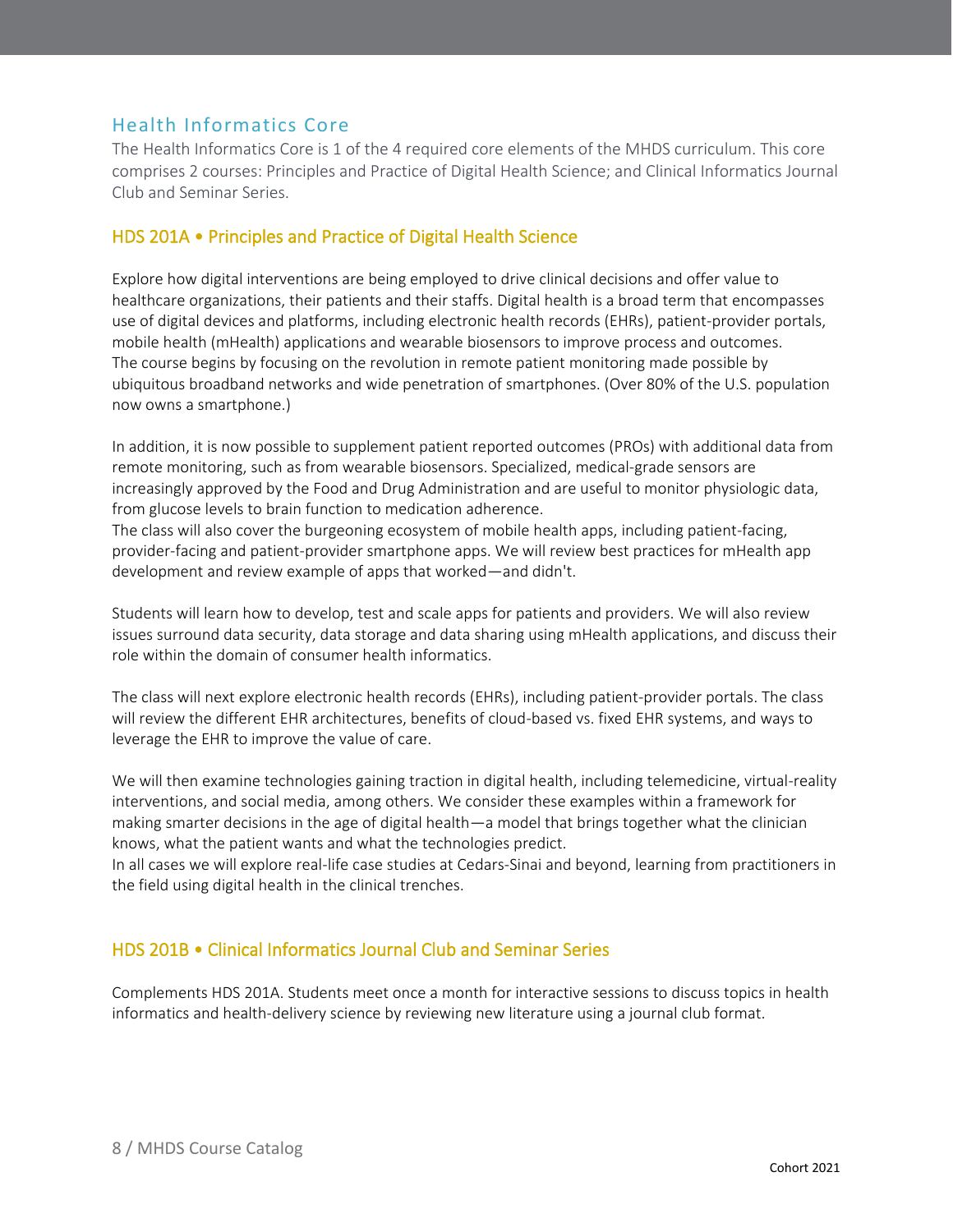## Health Informatics Core

The Health Informatics Core is 1 of the 4 required core elements of the MHDS curriculum. This core comprises 2 courses: Principles and Practice of Digital Health Science; and Clinical Informatics Journal Club and Seminar Series.

### HDS 201A • Principles and Practice of Digital Health Science

Explore how digital interventions are being employed to drive clinical decisions and offer value to healthcare organizations, their patients and their staffs. Digital health is a broad term that encompasses use of digital devices and platforms, including electronic health records (EHRs), patient-provider portals, mobile health (mHealth) applications and wearable biosensors to improve process and outcomes. The course begins by focusing on the revolution in remote patient monitoring made possible by ubiquitous broadband networks and wide penetration of smartphones. (Over 80% of the U.S. population now owns a smartphone.)

In addition, it is now possible to supplement patient reported outcomes (PROs) with additional data from remote monitoring, such as from wearable biosensors. Specialized, medical-grade sensors are increasingly approved by the Food and Drug Administration and are useful to monitor physiologic data, from glucose levels to brain function to medication adherence.
The class will also cover the burgeoning ecosystem of mobile health apps, including patient-facing, provider-facing and patient-provider smartphone apps. We will review best practices for mHealth app development and review example of apps that worked—and didn't.

Students will learn how to develop, test and scale apps for patients and providers. We will also review issues surround data security, data storage and data sharing using mHealth applications, and discuss their role within the domain of consumer health informatics.

The class will next explore electronic health records (EHRs), including patient-provider portals. The class will review the different EHR architectures, benefits of cloud-based vs. fixed EHR systems, and ways to leverage the EHR to improve the value of care.

We will then examine technologies gaining traction in digital health, including telemedicine, virtual-reality interventions, and social media, among others. We consider these examples within a framework for making smarter decisions in the age of digital health—a model that brings together what the clinician knows, what the patient wants and what the technologies predict.
In all cases we will explore real-life case studies at Cedars-Sinai and beyond, learning from practitioners in the field using digital health in the clinical trenches.

### HDS 201B • Clinical Informatics Journal Club and Seminar Series

Complements HDS 201A. Students meet once a month for interactive sessions to discuss topics in health informatics and health-delivery science by reviewing new literature using a journal club format.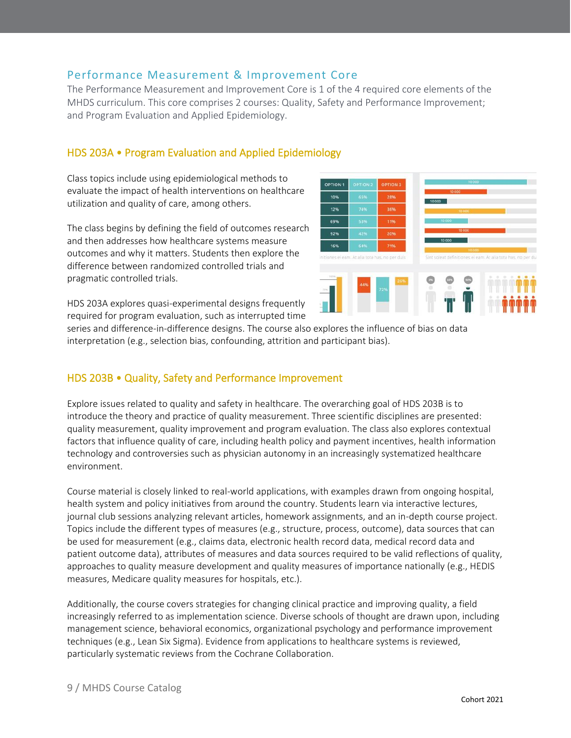## Performance Measurement & Improvement Core

The Performance Measurement and Improvement Core is 1 of the 4 required core elements of the MHDS curriculum. This core comprises 2 courses: Quality, Safety and Performance Improvement; and Program Evaluation and Applied Epidemiology.

### HDS 203A • Program Evaluation and Applied Epidemiology

Class topics include using epidemiological methods to evaluate the impact of health interventions on healthcare utilization and quality of care, among others.

The class begins by defining the field of outcomes research and then addresses how healthcare systems measure outcomes and why it matters. Students then explore the difference between randomized controlled trials and pragmatic controlled trials.

HDS 203A explores quasi-experimental designs frequently required for program evaluation, such as interrupted time series and difference-in-difference designs. The course also explores the influence of bias on data interpretation (e.g., selection bias, confounding, attrition and participant bias).

### HDS 203B • Quality, Safety and Performance Improvement

Explore issues related to quality and safety in healthcare. The overarching goal of HDS 203B is to introduce the theory and practice of quality measurement. Three scientific disciplines are presented: quality measurement, quality improvement and program evaluation. The class also explores contextual factors that influence quality of care, including health policy and payment incentives, health information technology and controversies such as physician autonomy in an increasingly systematized healthcare environment.

Course material is closely linked to real-world applications, with examples drawn from ongoing hospital, health system and policy initiatives from around the country. Students learn via interactive lectures, journal club sessions analyzing relevant articles, homework assignments, and an in-depth course project. Topics include the different types of measures (e.g., structure, process, outcome), data sources that can be used for measurement (e.g., claims data, electronic health record data, medical record data and patient outcome data), attributes of measures and data sources required to be valid reflections of quality, approaches to quality measure development and quality measures of importance nationally (e.g., HEDIS measures, Medicare quality measures for hospitals, etc.).

Additionally, the course covers strategies for changing clinical practice and improving quality, a field increasingly referred to as implementation science. Diverse schools of thought are drawn upon, including management science, behavioral economics, organizational psychology and performance improvement techniques (e.g., Lean Six Sigma). Evidence from applications to healthcare systems is reviewed, particularly systematic reviews from the Cochrane Collaboration.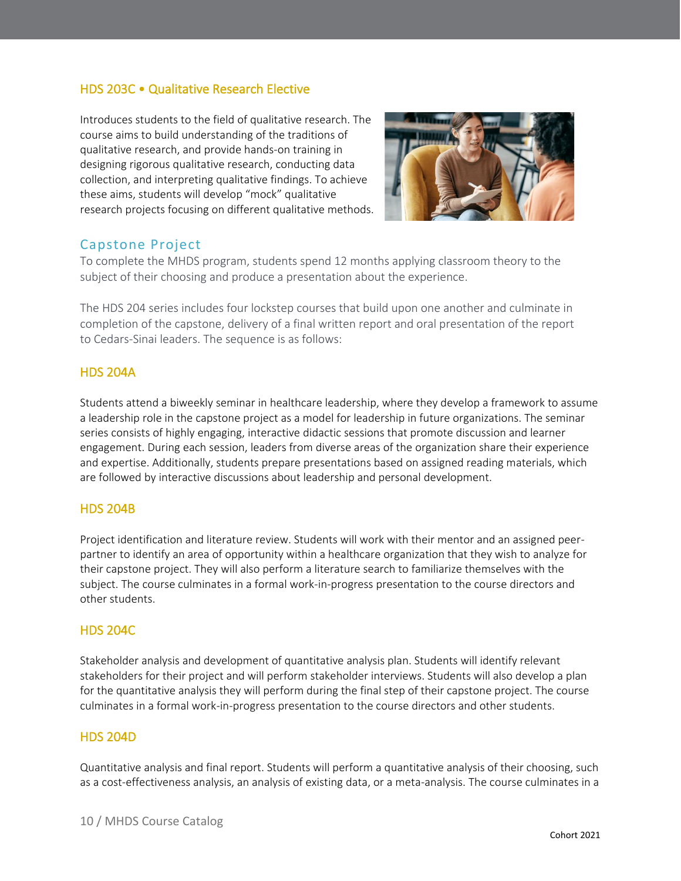### HDS 203C • Qualitative Research Elective

Introduces students to the field of qualitative research. The course aims to build understanding of the traditions of qualitative research, and provide hands-on training in designing rigorous qualitative research, conducting data collection, and interpreting qualitative findings. To achieve these aims, students will develop "mock" qualitative research projects focusing on different qualitative methods.

## Capstone Project

To complete the MHDS program, students spend 12 months applying classroom theory to the subject of their choosing and produce a presentation about the experience.

The HDS 204 series includes four lockstep courses that build upon one another and culminate in completion of the capstone, delivery of a final written report and oral presentation of the report to Cedars-Sinai leaders. The sequence is as follows:

### HDS 204A

Students attend a biweekly seminar in healthcare leadership, where they develop a framework to assume a leadership role in the capstone project as a model for leadership in future organizations. The seminar series consists of highly engaging, interactive didactic sessions that promote discussion and learner engagement. During each session, leaders from diverse areas of the organization share their experience and expertise. Additionally, students prepare presentations based on assigned reading materials, which are followed by interactive discussions about leadership and personal development.

### HDS 204B

Project identification and literature review. Students will work with their mentor and an assigned peer-partner to identify an area of opportunity within a healthcare organization that they wish to analyze for their capstone project. They will also perform a literature search to familiarize themselves with the subject. The course culminates in a formal work-in-progress presentation to the course directors and other students.

### HDS 204C

Stakeholder analysis and development of quantitative analysis plan. Students will identify relevant stakeholders for their project and will perform stakeholder interviews. Students will also develop a plan for the quantitative analysis they will perform during the final step of their capstone project. The course culminates in a formal work-in-progress presentation to the course directors and other students.

### HDS 204D

Quantitative analysis and final report. Students will perform a quantitative analysis of their choosing, such as a cost-effectiveness analysis, an analysis of existing data, or a meta-analysis. The course culminates in a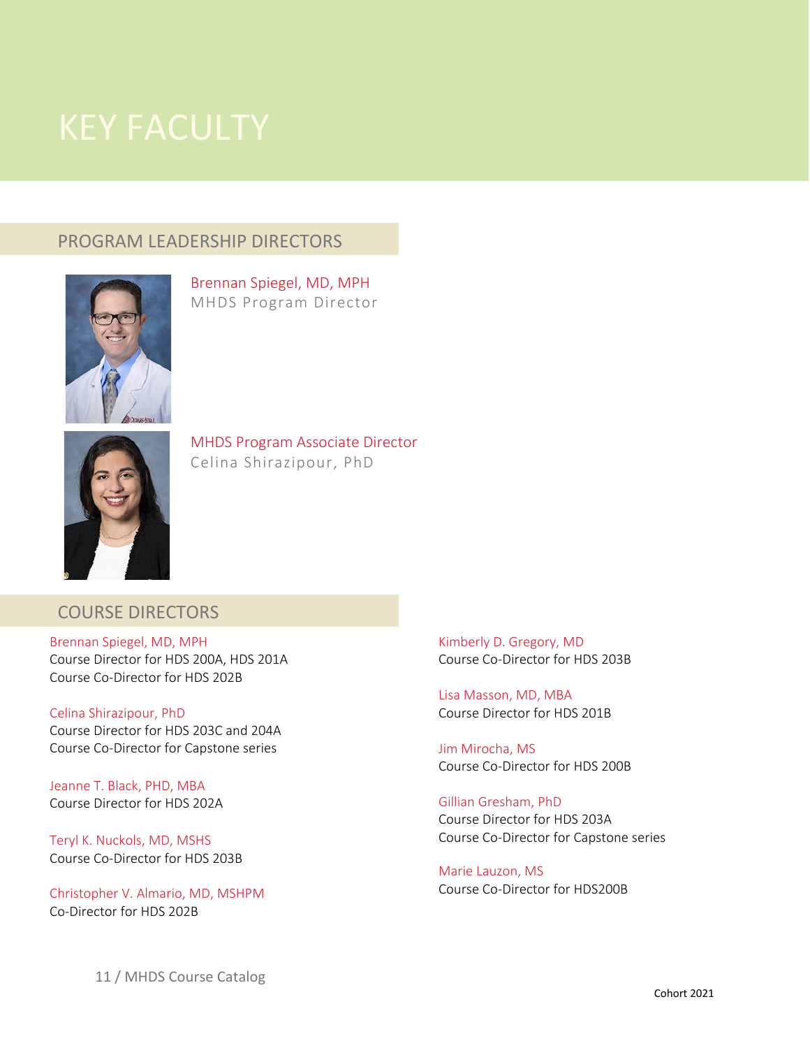# KEY FACULTY

## PROGRAM LEADERSHIP DIRECTORS

Brennan Spiegel, MD, MPH
MHDS Program Director

MHDS Program Associate Director
Celina Shirazipour, PhD

## COURSE DIRECTORS

Brennan Spiegel, MD, MPH
Course Director for HDS 200A, HDS 201A
Course Co-Director for HDS 202B

Celina Shirazipour, PhD
Course Director for HDS 203C and 204A
Course Co-Director for Capstone series

Jeanne T. Black, PHD, MBA
Course Director for HDS 202A

Teryl K. Nuckols, MD, MSHS
Course Co-Director for HDS 203B

Christopher V. Almario, MD, MSHPM
Co-Director for HDS 202B

Kimberly D. Gregory, MD
Course Co-Director for HDS 203B

Lisa Masson, MD, MBA
Course Director for HDS 201B

Jim Mirocha, MS
Course Co-Director for HDS 200B

Gillian Gresham, PhD
Course Director for HDS 203A
Course Co-Director for Capstone series

Marie Lauzon, MS
Course Co-Director for HDS200B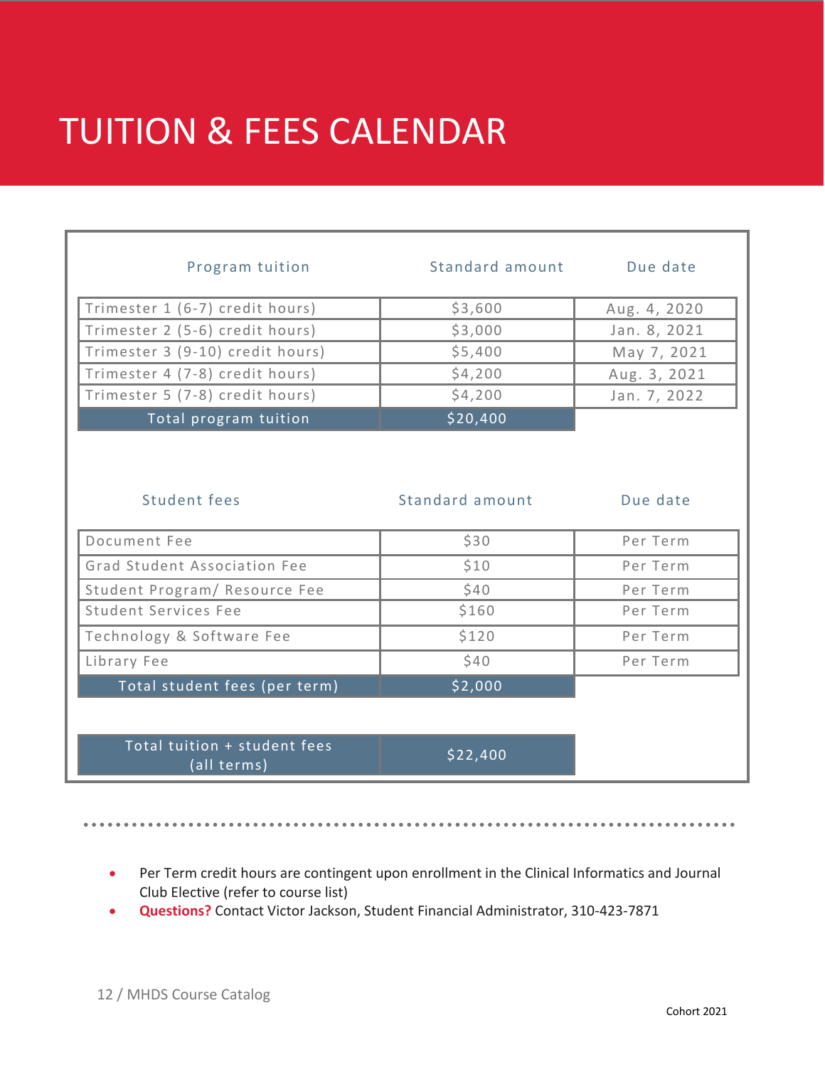# TUITION & FEES CALENDAR

| Program tuition | Standard amount | Due date |
|---|---|---|
| Trimester 1 (6-7) credit hours) | $3,600 | Aug. 4, 2020 |
| Trimester 2 (5-6) credit hours) | $3,000 | Jan. 8, 2021 |
| Trimester 3 (9-10) credit hours) | $5,400 | May 7, 2021 |
| Trimester 4 (7-8) credit hours) | $4,200 | Aug. 3, 2021 |
| Trimester 5 (7-8) credit hours) | $4,200 | Jan. 7, 2022 |
| Total program tuition | $20,400 | |

| Student fees | Standard amount | Due date |
|---|---|---|
| Document Fee | $30 | Per Term |
| Grad Student Association Fee | $10 | Per Term |
| Student Program/ Resource Fee | $40 | Per Term |
| Student Services Fee | $160 | Per Term |
| Technology & Software Fee | $120 | Per Term |
| Library Fee | $40 | Per Term |
| Total student fees (per term) | $2,000 | |

| | |
|---|---|
| Total tuition + student fees (all terms) | $22,400 |

- Per Term credit hours are contingent upon enrollment in the Clinical Informatics and Journal Club Elective (refer to course list)
- **Questions?** Contact Victor Jackson, Student Financial Administrator, 310-423-7871